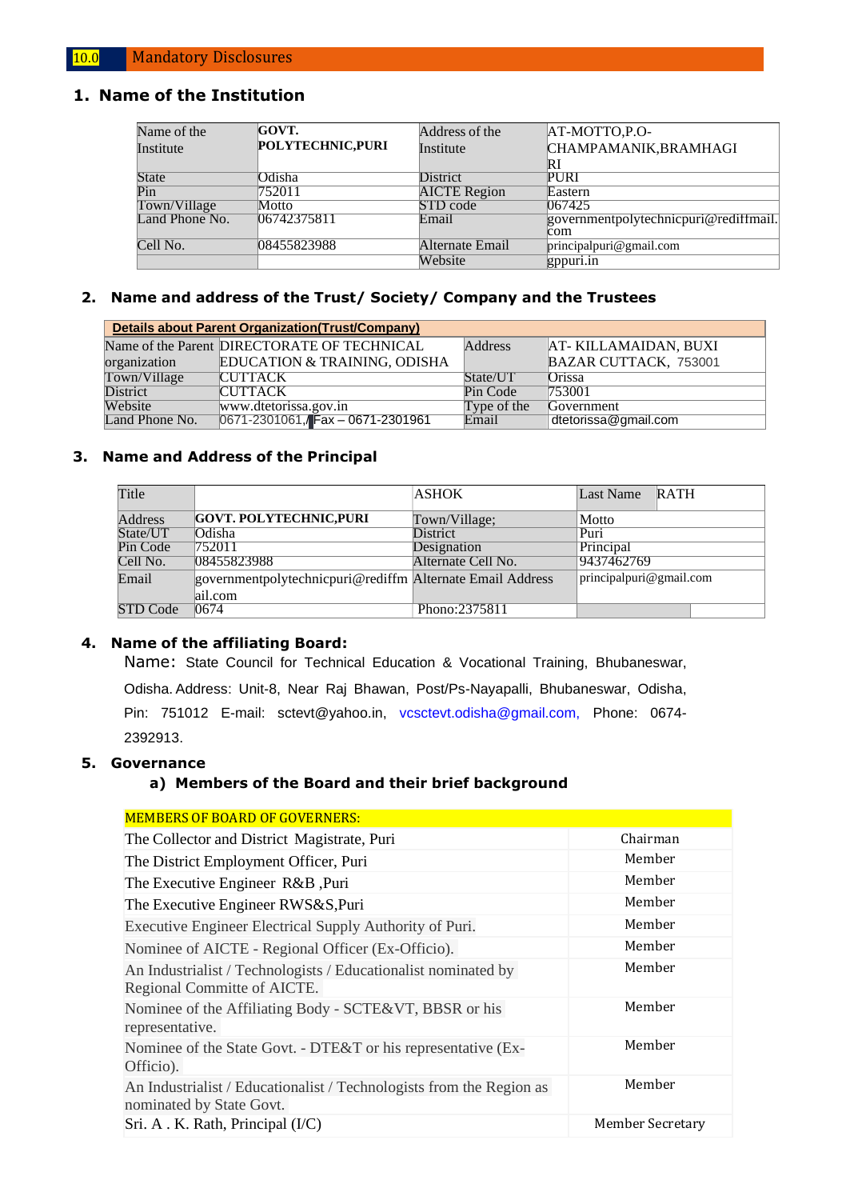## 10.0 Mandatory Disclosures

### 1. Name of the Institution

| Name of the Institute | **GOVT. POLYTECHNIC,PURI** | Address of the Institute | AT-MOTTO,P.O-CHAMPAMANIK,BRAMHAGIRI |
|---|---|---|---|
| State | Odisha | District | PURI |
| Pin | 752011 | AICTE Region | Eastern |
| Town/Village | Motto | STD code | 067425 |
| Land Phone No. | 06742375811 | Email | governmentpolytechnicpuri@rediffmail.com |
| Cell No. | 08455823988 | Alternate Email | principalpuri@gmail.com |
| | | Website | gppuri.in |

### 2. Name and address of the Trust/ Society/ Company and the Trustees

| **Details about Parent Organization(Trust/Company)** | | | |
|---|---|---|---|
| Name of the Parent organization | DIRECTORATE OF TECHNICAL EDUCATION & TRAINING, ODISHA | Address | AT- KILLAMAIDAN, BUXI BAZAR CUTTACK, 753001 |
| Town/Village | CUTTACK | State/UT | Orissa |
| District | CUTTACK | Pin Code | 753001 |
| Website | www.dtetorissa.gov.in | Type of the | Government |
| Land Phone No. | 0671-2301061,/Fax – 0671-2301961 | Email | dtetorissa@gmail.com |

### 3. Name and Address of the Principal

| Title | | ASHOK | Last Name RATH |
|---|---|---|---|
| Address | **GOVT. POLYTECHNIC,PURI** | Town/Village; | Motto |
| State/UT | Odisha | District | Puri |
| Pin Code | 752011 | Designation | Principal |
| Cell No. | 08455823988 | Alternate Cell No. | 9437462769 |
| Email | governmentpolytechnicpuri@rediffmail.com | Alternate Email Address | principalpuri@gmail.com |
| STD Code | 0674 | Phono:2375811 | |

### 4. Name of the affiliating Board:

Name: State Council for Technical Education & Vocational Training, Bhubaneswar, Odisha. Address: Unit-8, Near Raj Bhawan, Post/Ps-Nayapalli, Bhubaneswar, Odisha, Pin: 751012 E-mail: sctevt@yahoo.in, vcsctevt.odisha@gmail.com, Phone: 0674-2392913.

### 5. Governance

#### a) Members of the Board and their brief background

| MEMBERS OF BOARD OF GOVERNERS: | |
|---|---|
| The Collector and District Magistrate, Puri | Chairman |
| The District Employment Officer, Puri | Member |
| The Executive Engineer R&B ,Puri | Member |
| The Executive Engineer RWS&S,Puri | Member |
| Executive Engineer Electrical Supply Authority of Puri. | Member |
| Nominee of AICTE - Regional Officer (Ex-Officio). | Member |
| An Industrialist / Technologists / Educationalist nominated by Regional Committe of AICTE. | Member |
| Nominee of the Affiliating Body - SCTE&VT, BBSR or his representative. | Member |
| Nominee of the State Govt. - DTE&T or his representative (Ex-Officio). | Member |
| An Industrialist / Educationalist / Technologists from the Region as nominated by State Govt. | Member |
| Sri. A . K. Rath, Principal (I/C) | Member Secretary |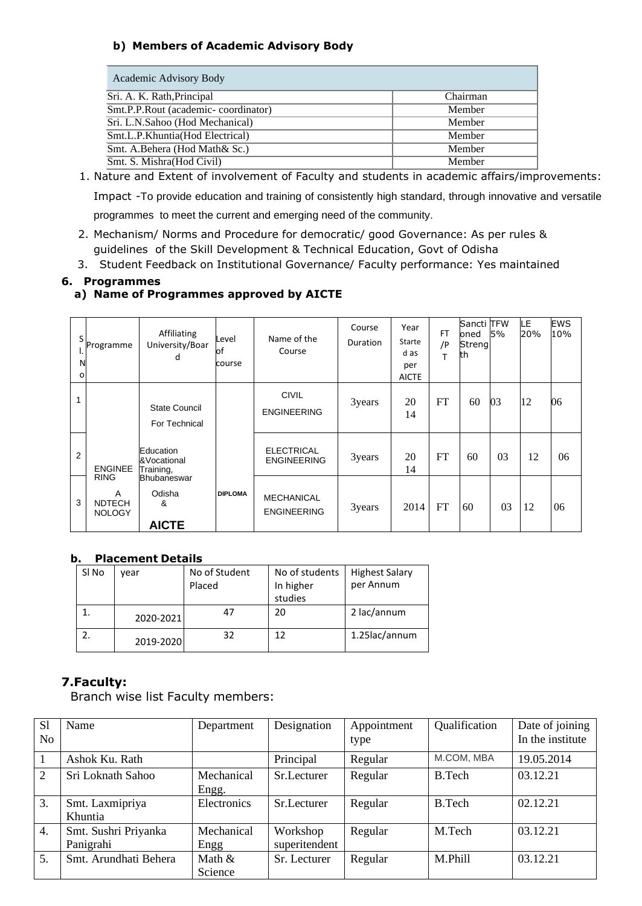#### b) Members of Academic Advisory Body

| Academic Advisory Body | |
|---|---|
| Sri. A. K. Rath,Principal | Chairman |
| Smt.P.P.Rout (academic- coordinator) | Member |
| Sri. L.N.Sahoo (Hod Mechanical) | Member |
| Smt.L.P.Khuntia(Hod Electrical) | Member |
| Smt. A.Behera (Hod Math& Sc.) | Member |
| Smt. S. Mishra(Hod Civil) | Member |

1. Nature and Extent of involvement of Faculty and students in academic affairs/improvements:

   Impact -To provide education and training of consistently high standard, through innovative and versatile programmes to meet the current and emerging need of the community.

2. Mechanism/ Norms and Procedure for democratic/ good Governance: As per rules & guidelines of the Skill Development & Technical Education, Govt of Odisha
3. Student Feedback on Institutional Governance/ Faculty performance: Yes maintained

### 6. Programmes

#### a) Name of Programmes approved by AICTE

| Sl. No | Programme | Affiliating University/Board | Level of course | Name of the Course | Course Duration | Year Started as per AICTE | FT /PT | Sanctioned Strength | TFW 5% | LE 20% | EWS 10% |
|---|---|---|---|---|---|---|---|---|---|---|---|
| 1 | ENGINEERING AND TECHNOLOGY | State Council For Technical Education &Vocational Training, Bhubaneswar Odisha & AICTE | DIPLOMA | CIVIL ENGINEERING | 3years | 2014 | FT | 60 | 03 | 12 | 06 |
| 2 | | | | ELECTRICAL ENGINEERING | 3years | 2014 | FT | 60 | 03 | 12 | 06 |
| 3 | | | | MECHANICAL ENGINEERING | 3years | 2014 | FT | 60 | 03 | 12 | 06 |

#### b. Placement Details

| Sl No | year | No of Student Placed | No of students In higher studies | Highest Salary per Annum |
|---|---|---|---|---|
| 1. | 2020-2021 | 47 | 20 | 2 lac/annum |
| 2. | 2019-2020 | 32 | 12 | 1.25lac/annum |

### 7.Faculty:

Branch wise list Faculty members:

| Sl No | Name | Department | Designation | Appointment type | Qualification | Date of joining In the institute |
|---|---|---|---|---|---|---|
| 1 | Ashok Ku. Rath | | Principal | Regular | M.COM, MBA | 19.05.2014 |
| 2 | Sri Loknath Sahoo | Mechanical Engg. | Sr.Lecturer | Regular | B.Tech | 03.12.21 |
| 3. | Smt. Laxmipriya Khuntia | Electronics | Sr.Lecturer | Regular | B.Tech | 02.12.21 |
| 4. | Smt. Sushri Priyanka Panigrahi | Mechanical Engg | Workshop superitendent | Regular | M.Tech | 03.12.21 |
| 5. | Smt. Arundhati Behera | Math & Science | Sr. Lecturer | Regular | M.Phill | 03.12.21 |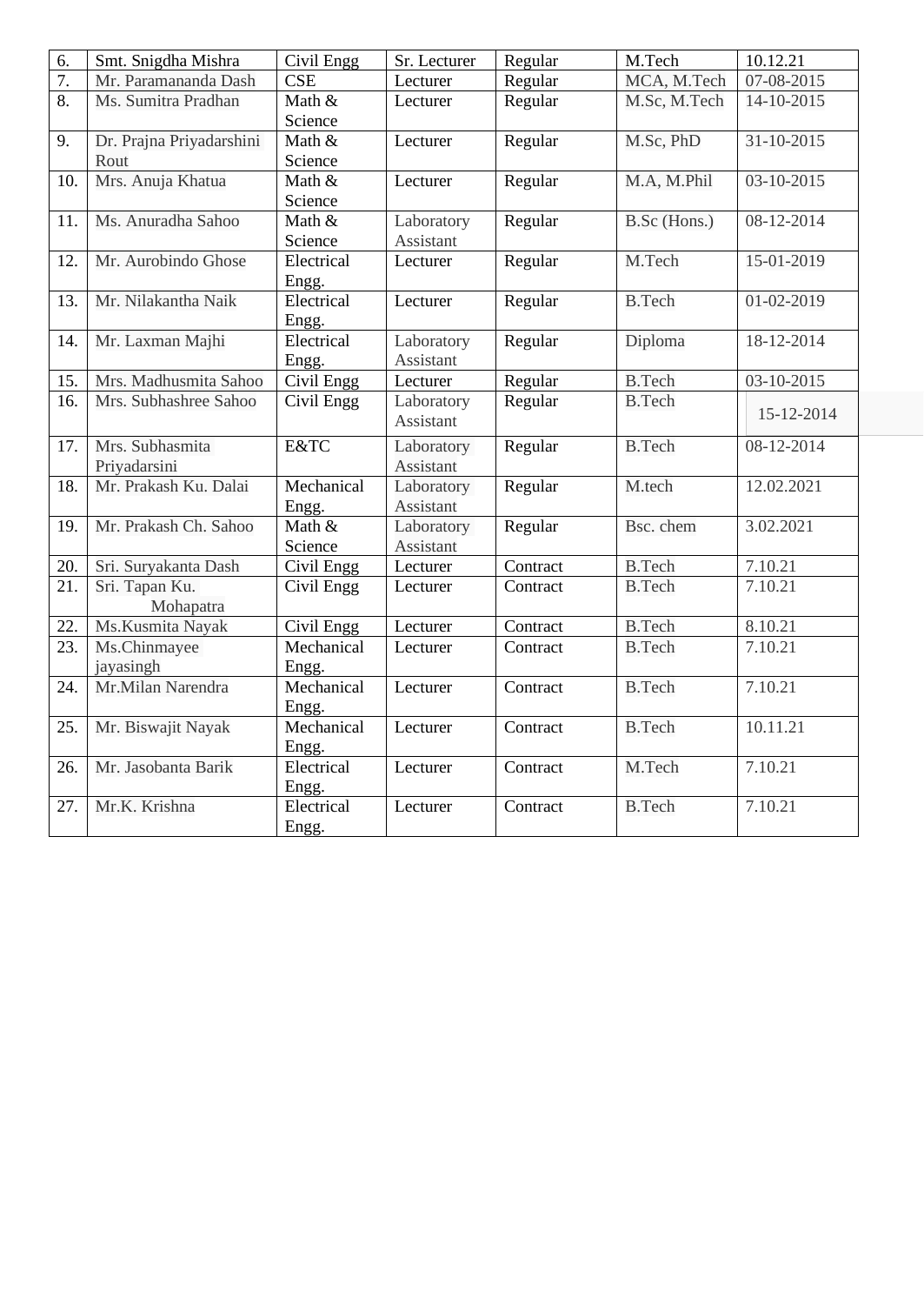| 6. | Smt. Snigdha Mishra | Civil Engg | Sr. Lecturer | Regular | M.Tech | 10.12.21 |
|---|---|---|---|---|---|---|
| 7. | Mr. Paramananda Dash | CSE | Lecturer | Regular | MCA, M.Tech | 07-08-2015 |
| 8. | Ms. Sumitra Pradhan | Math & Science | Lecturer | Regular | M.Sc, M.Tech | 14-10-2015 |
| 9. | Dr. Prajna Priyadarshini Rout | Math & Science | Lecturer | Regular | M.Sc, PhD | 31-10-2015 |
| 10. | Mrs. Anuja Khatua | Math & Science | Lecturer | Regular | M.A, M.Phil | 03-10-2015 |
| 11. | Ms. Anuradha Sahoo | Math & Science | Laboratory Assistant | Regular | B.Sc (Hons.) | 08-12-2014 |
| 12. | Mr. Aurobindo Ghose | Electrical Engg. | Lecturer | Regular | M.Tech | 15-01-2019 |
| 13. | Mr. Nilakantha Naik | Electrical Engg. | Lecturer | Regular | B.Tech | 01-02-2019 |
| 14. | Mr. Laxman Majhi | Electrical Engg. | Laboratory Assistant | Regular | Diploma | 18-12-2014 |
| 15. | Mrs. Madhusmita Sahoo | Civil Engg | Lecturer | Regular | B.Tech | 03-10-2015 |
| 16. | Mrs. Subhashree Sahoo | Civil Engg | Laboratory Assistant | Regular | B.Tech | 15-12-2014 |
| 17. | Mrs. Subhasmita Priyadarsini | E&TC | Laboratory Assistant | Regular | B.Tech | 08-12-2014 |
| 18. | Mr. Prakash Ku. Dalai | Mechanical Engg. | Laboratory Assistant | Regular | M.tech | 12.02.2021 |
| 19. | Mr. Prakash Ch. Sahoo | Math & Science | Laboratory Assistant | Regular | Bsc. chem | 3.02.2021 |
| 20. | Sri. Suryakanta Dash | Civil Engg | Lecturer | Contract | B.Tech | 7.10.21 |
| 21. | Sri. Tapan Ku. Mohapatra | Civil Engg | Lecturer | Contract | B.Tech | 7.10.21 |
| 22. | Ms.Kusmita Nayak | Civil Engg | Lecturer | Contract | B.Tech | 8.10.21 |
| 23. | Ms.Chinmayee jayasingh | Mechanical Engg. | Lecturer | Contract | B.Tech | 7.10.21 |
| 24. | Mr.Milan Narendra | Mechanical Engg. | Lecturer | Contract | B.Tech | 7.10.21 |
| 25. | Mr. Biswajit Nayak | Mechanical Engg. | Lecturer | Contract | B.Tech | 10.11.21 |
| 26. | Mr. Jasobanta Barik | Electrical Engg. | Lecturer | Contract | M.Tech | 7.10.21 |
| 27. | Mr.K. Krishna | Electrical Engg. | Lecturer | Contract | B.Tech | 7.10.21 |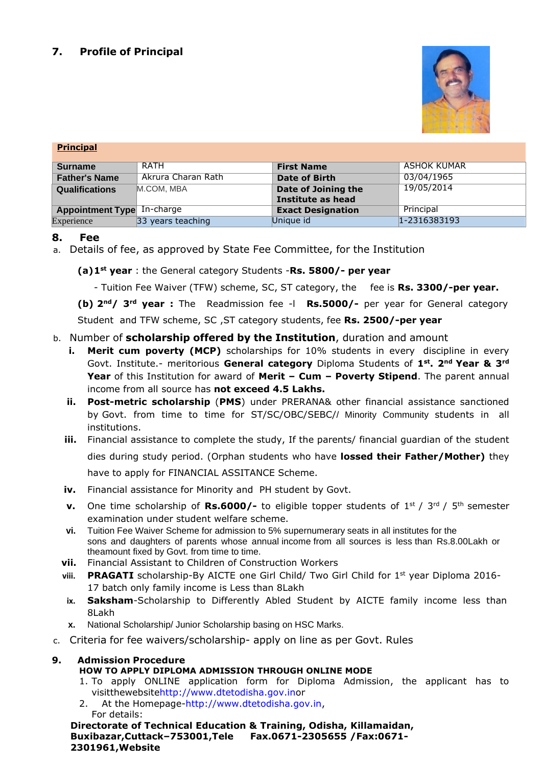## 7. Profile of Principal

| **Principal** | | | |
|---|---|---|---|
| **Surname** | RATH | **First Name** | ASHOK KUMAR |
| **Father's Name** | Akrura Charan Rath | **Date of Birth** | 03/04/1965 |
| **Qualifications** | M.COM, MBA | **Date of Joining the Institute as head** | 19/05/2014 |
| **Appointment Type** | In-charge | **Exact Designation** | Principal |
| Experience | 33 years teaching | Unique id | 1-2316383193 |

## 8. Fee

a. Details of fee, as approved by State Fee Committee, for the Institution

**(a) 1st year** : the General category Students -**Rs. 5800/- per year**

- Tuition Fee Waiver (TFW) scheme, SC, ST category, the fee is **Rs. 3300/-per year.**

**(b) 2nd/ 3rd year :** The Readmission fee -l **Rs.5000/-** per year for General category Student and TFW scheme, SC ,ST category students, fee **Rs. 2500/-per year**

b. Number of **scholarship offered by the Institution**, duration and amount

i. **Merit cum poverty (MCP)** scholarships for 10% students in every discipline in every Govt. Institute.- meritorious **General category** Diploma Students of **1st. 2nd Year & 3rd Year** of this Institution for award of **Merit – Cum – Poverty Stipend**. The parent annual income from all source has **not exceed 4.5 Lakhs.**

ii. **Post-metric scholarship** (**PMS**) under PRERANA& other financial assistance sanctioned by Govt. from time to time for ST/SC/OBC/SEBC// Minority Community students in all institutions.

iii. Financial assistance to complete the study, If the parents/ financial guardian of the student dies during study period. (Orphan students who have **lossed their Father/Mother)** they have to apply for FINANCIAL ASSITANCE Scheme.

iv. Financial assistance for Minority and PH student by Govt.

v. One time scholarship of **Rs.6000/-** to eligible topper students of 1st / 3rd / 5th semester examination under student welfare scheme.

vi. Tuition Fee Waiver Scheme for admission to 5% supernumerary seats in all institutes for the sons and daughters of parents whose annual income from all sources is less than Rs.8.00Lakh or theamount fixed by Govt. from time to time.

vii. Financial Assistant to Children of Construction Workers

viii. **PRAGATI** scholarship-By AICTE one Girl Child/ Two Girl Child for 1st year Diploma 2016-17 batch only family income is Less than 8Lakh

ix. **Saksham**-Scholarship to Differently Abled Student by AICTE family income less than 8Lakh

x. National Scholarship/ Junior Scholarship basing on HSC Marks.

c. Criteria for fee waivers/scholarship- apply on line as per Govt. Rules

## 9. Admission Procedure

**HOW TO APPLY DIPLOMA ADMISSION THROUGH ONLINE MODE**

1. To apply ONLINE application form for Diploma Admission, the applicant has to visitthewebsitehttp://www.dtetodisha.gov.inor
2. At the Homepage-http://www.dtetodisha.gov.in,

For details:

**Directorate of Technical Education & Training, Odisha, Killamaidan, Buxibazar,Cuttack–753001,Tele Fax.0671-2305655 /Fax:0671-2301961,Website**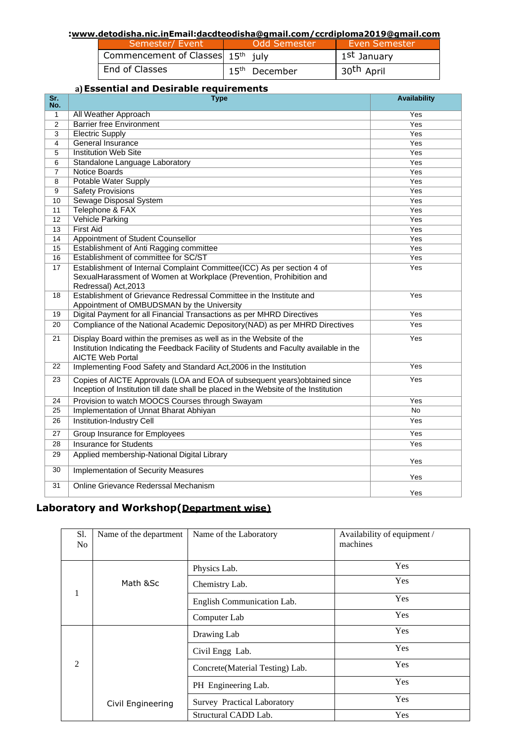**:www.detodisha.nic.inEmail:dacdteodisha@gmail.com/ccrdiploma2019@gmail.com**

| Semester/ Event | Odd Semester | Even Semester |
|---|---|---|
| Commencement of Classes | 15th july | 1st January |
| End of Classes | 15th December | 30th April |

### a) Essential and Desirable requirements

| Sr. No. | Type | Availability |
|---|---|---|
| 1 | All Weather Approach | Yes |
| 2 | Barrier free Environment | Yes |
| 3 | Electric Supply | Yes |
| 4 | General Insurance | Yes |
| 5 | Institution Web Site | Yes |
| 6 | Standalone Language Laboratory | Yes |
| 7 | Notice Boards | Yes |
| 8 | Potable Water Supply | Yes |
| 9 | Safety Provisions | Yes |
| 10 | Sewage Disposal System | Yes |
| 11 | Telephone & FAX | Yes |
| 12 | Vehicle Parking | Yes |
| 13 | First Aid | Yes |
| 14 | Appointment of Student Counsellor | Yes |
| 15 | Establishment of Anti Ragging committee | Yes |
| 16 | Establishment of committee for SC/ST | Yes |
| 17 | Establishment of Internal Complaint Committee(ICC) As per section 4 of SexualHarassment of Women at Workplace (Prevention, Prohibition and Redressal) Act,2013 | Yes |
| 18 | Establishment of Grievance Redressal Committee in the Institute and Appointment of OMBUDSMAN by the University | Yes |
| 19 | Digital Payment for all Financial Transactions as per MHRD Directives | Yes |
| 20 | Compliance of the National Academic Depository(NAD) as per MHRD Directives | Yes |
| 21 | Display Board within the premises as well as in the Website of the Institution Indicating the Feedback Facility of Students and Faculty available in the AICTE Web Portal | Yes |
| 22 | Implementing Food Safety and Standard Act,2006 in the Institution | Yes |
| 23 | Copies of AICTE Approvals (LOA and EOA of subsequent years)obtained since Inception of Institution till date shall be placed in the Website of the Institution | Yes |
| 24 | Provision to watch MOOCS Courses through Swayam | Yes |
| 25 | Implementation of Unnat Bharat Abhiyan | No |
| 26 | Institution-Industry Cell | Yes |
| 27 | Group Insurance for Employees | Yes |
| 28 | Insurance for Students | Yes |
| 29 | Applied membership-National Digital Library | Yes |
| 30 | Implementation of Security Measures | Yes |
| 31 | Online Grievance Rederssal Mechanism | Yes |

## Laboratory and Workshop(Department wise)

| Sl. No | Name of the department | Name of the Laboratory | Availability of equipment / machines |
|---|---|---|---|
| 1 | Math &Sc | Physics Lab. | Yes |
| | | Chemistry Lab. | Yes |
| | | English Communication Lab. | Yes |
| | | Computer Lab | Yes |
| 2 | Civil Engineering | Drawing Lab | Yes |
| | | Civil Engg Lab. | Yes |
| | | Concrete(Material Testing) Lab. | Yes |
| | | PH Engineering Lab. | Yes |
| | | Survey Practical Laboratory | Yes |
| | | Structural CADD Lab. | Yes |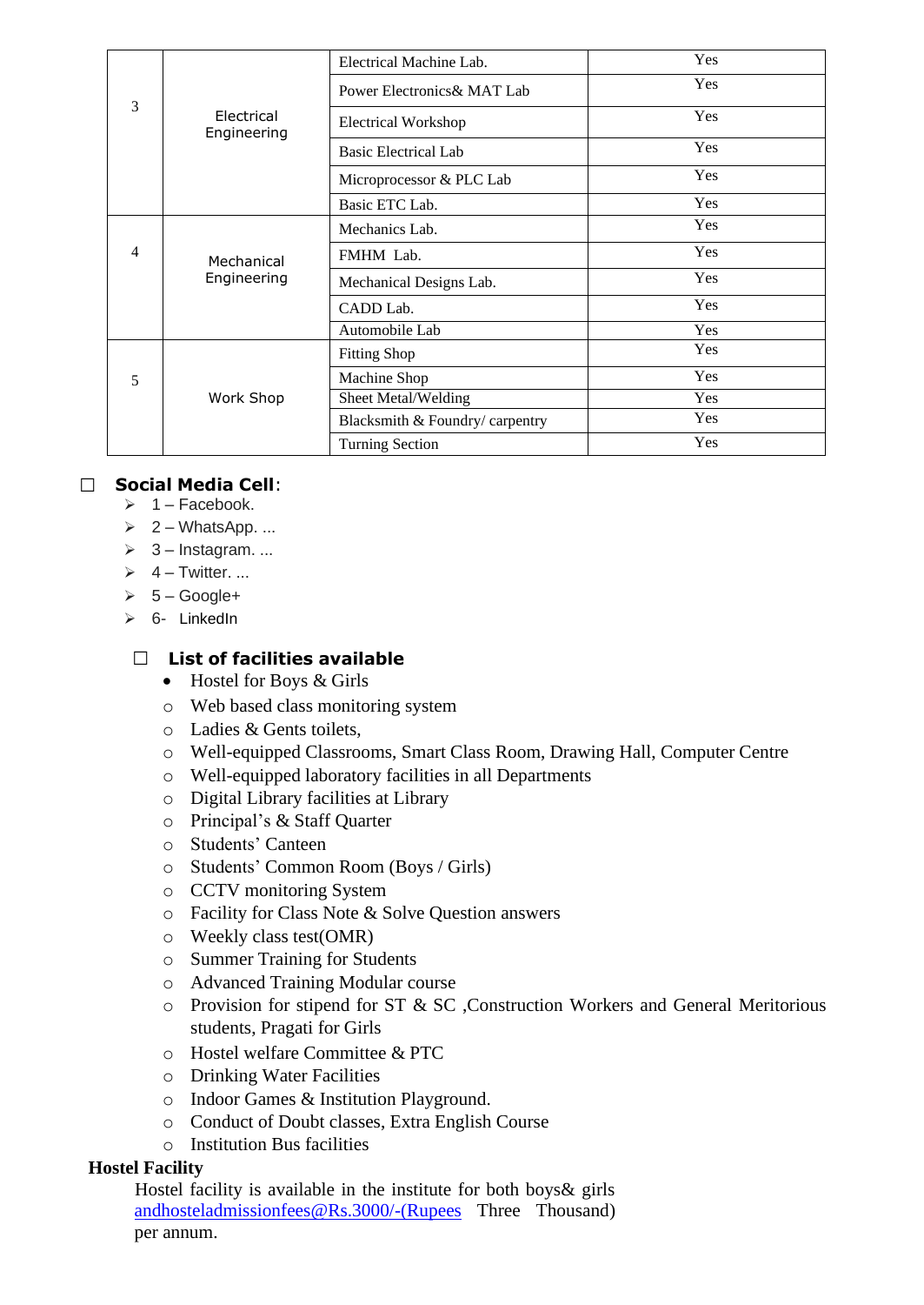| | | | |
|---|---|---|---|
| 3 | Electrical Engineering | Electrical Machine Lab. | Yes |
| | | Power Electronics& MAT Lab | Yes |
| | | Electrical Workshop | Yes |
| | | Basic Electrical Lab | Yes |
| | | Microprocessor & PLC Lab | Yes |
| | | Basic ETC Lab. | Yes |
| 4 | Mechanical Engineering | Mechanics Lab. | Yes |
| | | FMHM Lab. | Yes |
| | | Mechanical Designs Lab. | Yes |
| | | CADD Lab. | Yes |
| | | Automobile Lab | Yes |
| 5 | Work Shop | Fitting Shop | Yes |
| | | Machine Shop | Yes |
| | | Sheet Metal/Welding | Yes |
| | | Blacksmith & Foundry/ carpentry | Yes |
| | | Turning Section | Yes |

## Social Media Cell:

- 1 – Facebook.
- 2 – WhatsApp. ...
- 3 – Instagram. ...
- 4 – Twitter. ...
- 5 – Google+
- 6- LinkedIn

## List of facilities available

- Hostel for Boys & Girls
- Web based class monitoring system
- Ladies & Gents toilets,
- Well-equipped Classrooms, Smart Class Room, Drawing Hall, Computer Centre
- Well-equipped laboratory facilities in all Departments
- Digital Library facilities at Library
- Principal's & Staff Quarter
- Students' Canteen
- Students' Common Room (Boys / Girls)
- CCTV monitoring System
- Facility for Class Note & Solve Question answers
- Weekly class test(OMR)
- Summer Training for Students
- Advanced Training Modular course
- Provision for stipend for ST & SC ,Construction Workers and General Meritorious students, Pragati for Girls
- Hostel welfare Committee & PTC
- Drinking Water Facilities
- Indoor Games & Institution Playground.
- Conduct of Doubt classes, Extra English Course
- Institution Bus facilities

**Hostel Facility**

Hostel facility is available in the institute for both boys& girls andhosteladmissionfees@Rs.3000/-(Rupees Three Thousand) per annum.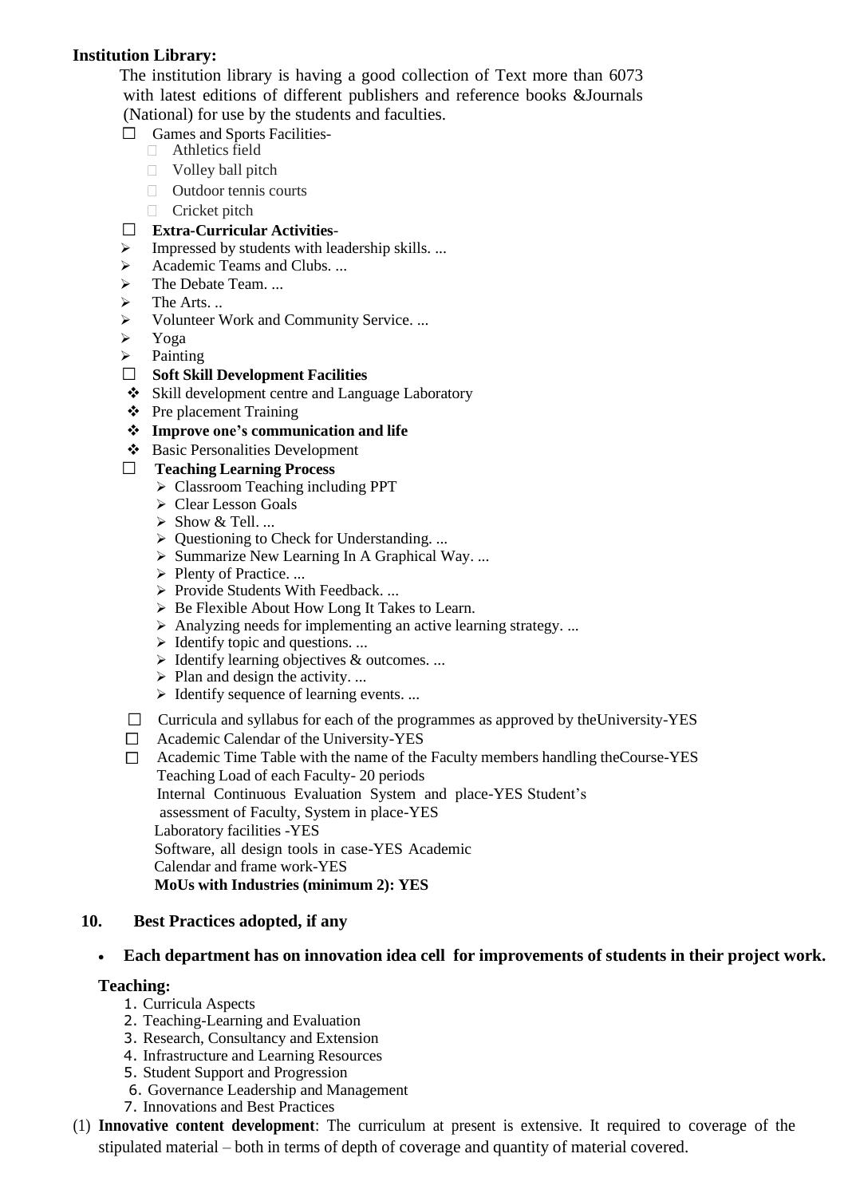**Institution Library:**

The institution library is having a good collection of Text more than 6073 with latest editions of different publishers and reference books &Journals (National) for use by the students and faculties.

- Games and Sports Facilities-
  - Athletics field
  - Volley ball pitch
  - Outdoor tennis courts
  - Cricket pitch
- **Extra-Curricular Activities**-
  - Impressed by students with leadership skills. ...
  - Academic Teams and Clubs. ...
  - The Debate Team. ...
  - The Arts. ..
  - Volunteer Work and Community Service. ...
  - Yoga
  - Painting
- **Soft Skill Development Facilities**
  - Skill development centre and Language Laboratory
  - Pre placement Training
  - **Improve one's communication and life**
  - Basic Personalities Development
- **Teaching Learning Process**
  - Classroom Teaching including PPT
  - Clear Lesson Goals
  - Show & Tell. ...
  - Questioning to Check for Understanding. ...
  - Summarize New Learning In A Graphical Way. ...
  - Plenty of Practice. ...
  - Provide Students With Feedback. ...
  - Be Flexible About How Long It Takes to Learn.
  - Analyzing needs for implementing an active learning strategy. ...
  - Identify topic and questions. ...
  - Identify learning objectives & outcomes. ...
  - Plan and design the activity. ...
  - Identify sequence of learning events. ...
- Curricula and syllabus for each of the programmes as approved by theUniversity-YES
- Academic Calendar of the University-YES
- Academic Time Table with the name of the Faculty members handling theCourse-YES

  Teaching Load of each Faculty- 20 periods

  Internal Continuous Evaluation System and place-YES Student's assessment of Faculty, System in place-YES

  Laboratory facilities -YES

  Software, all design tools in case-YES Academic Calendar and frame work-YES

  **MoUs with Industries (minimum 2): YES**

## 10. Best Practices adopted, if any

- **Each department has on innovation idea cell for improvements of students in their project work.**

**Teaching:**

1. Curricula Aspects
2. Teaching-Learning and Evaluation
3. Research, Consultancy and Extension
4. Infrastructure and Learning Resources
5. Student Support and Progression
6. Governance Leadership and Management
7. Innovations and Best Practices

(1) **Innovative content development**: The curriculum at present is extensive. It required to coverage of the stipulated material – both in terms of depth of coverage and quantity of material covered.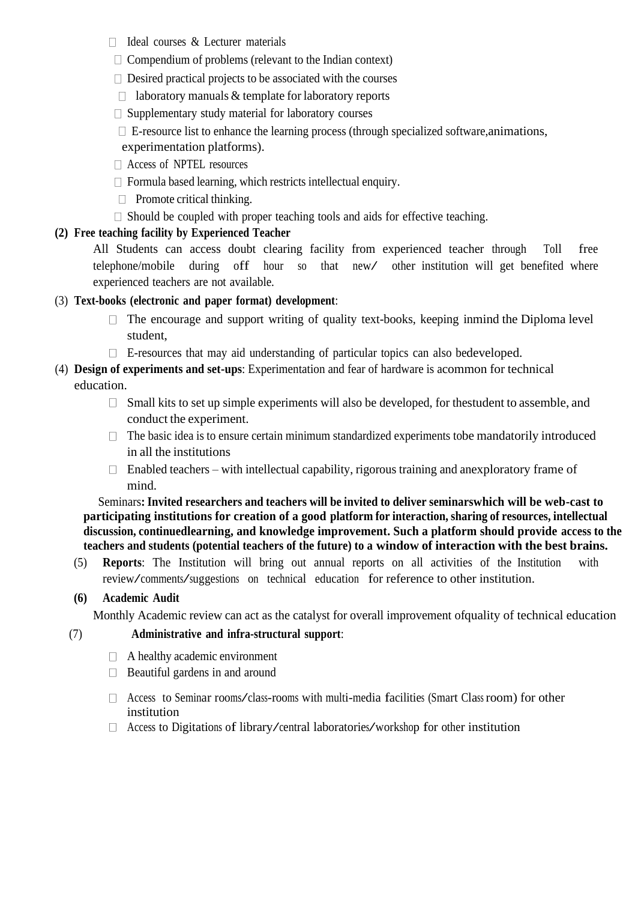- Ideal courses & Lecturer materials
- Compendium of problems (relevant to the Indian context)
- Desired practical projects to be associated with the courses
- laboratory manuals & template for laboratory reports
- Supplementary study material for laboratory courses
- E-resource list to enhance the learning process (through specialized software,animations, experimentation platforms).
- Access of NPTEL resources
- Formula based learning, which restricts intellectual enquiry.
- Promote critical thinking.
- Should be coupled with proper teaching tools and aids for effective teaching.

**(2) Free teaching facility by Experienced Teacher**

All Students can access doubt clearing facility from experienced teacher through Toll free telephone/mobile during off hour so that new/ other institution will get benefited where experienced teachers are not available.

(3) **Text-books (electronic and paper format) development**:

- The encourage and support writing of quality text-books, keeping inmind the Diploma level student,
- E-resources that may aid understanding of particular topics can also bedeveloped.

(4) **Design of experiments and set-ups**: Experimentation and fear of hardware is acommon for technical education.

- Small kits to set up simple experiments will also be developed, for thestudent to assemble, and conduct the experiment.
- The basic idea is to ensure certain minimum standardized experiments tobe mandatorily introduced in all the institutions
- Enabled teachers – with intellectual capability, rigorous training and anexploratory frame of mind.

Seminars**: Invited researchers and teachers will be invited to deliver seminarswhich will be web-cast to participating institutions for creation of a good platform for interaction, sharing of resources, intellectual discussion, continuedlearning, and knowledge improvement. Such a platform should provide access to the teachers and students (potential teachers of the future) to a window of interaction with the best brains.**

(5) **Reports**: The Institution will bring out annual reports on all activities of the Institution with review/comments/suggestions on technical education for reference to other institution.

**(6) Academic Audit**

Monthly Academic review can act as the catalyst for overall improvement ofquality of technical education

(7) **Administrative and infra-structural support**:

- A healthy academic environment
- Beautiful gardens in and around
- Access to Seminar rooms/class-rooms with multi-media facilities (Smart Class room) for other institution
- Access to Digitations of library/central laboratories/workshop for other institution